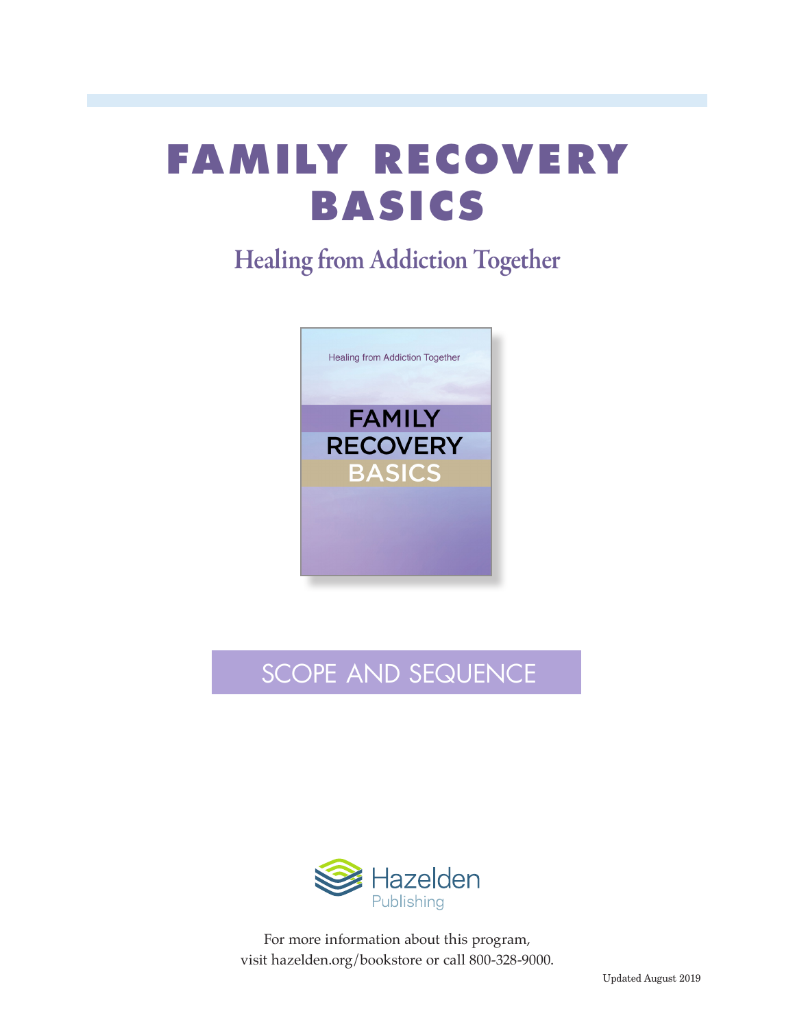# FAMILY RECOVERY BASICS

## Healing from Addiction Together

## SCOPE AND SEQUENCE

Hazelden Publishing

For more information about this program,
visit hazelden.org/bookstore or call 800-328-9000.

Updated August 2019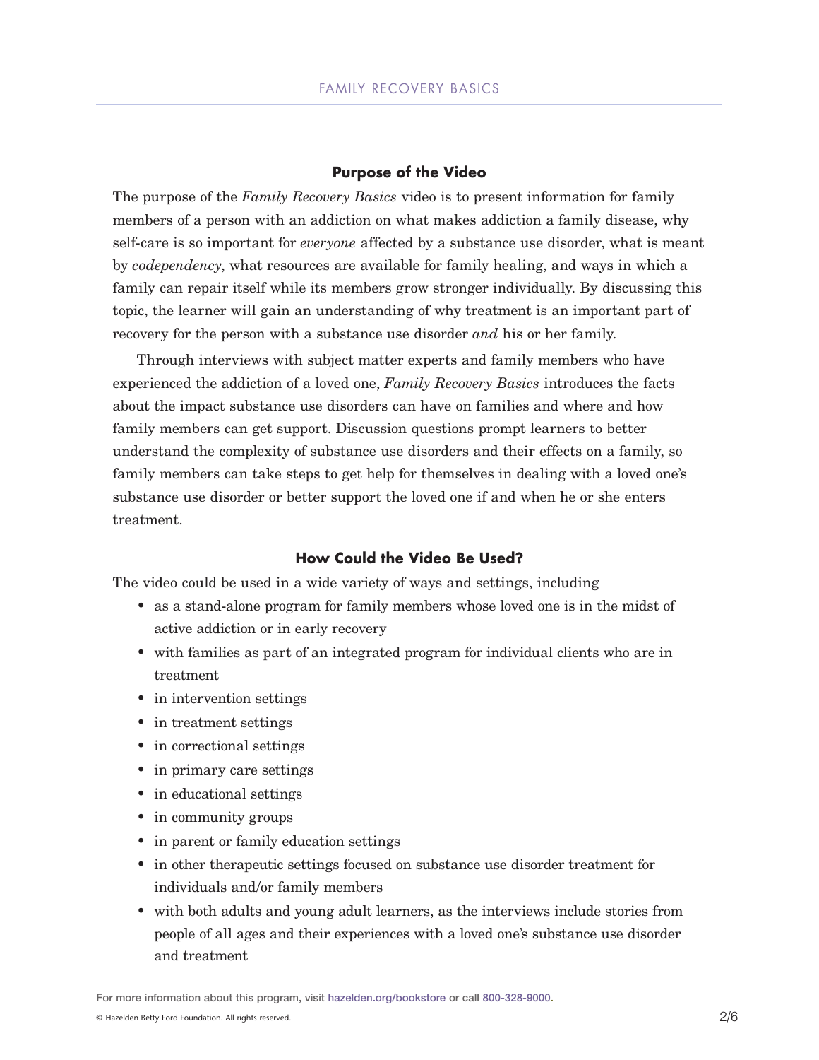## Purpose of the Video

The purpose of the *Family Recovery Basics* video is to present information for family members of a person with an addiction on what makes addiction a family disease, why self-care is so important for *everyone* affected by a substance use disorder, what is meant by *codependency*, what resources are available for family healing, and ways in which a family can repair itself while its members grow stronger individually. By discussing this topic, the learner will gain an understanding of why treatment is an important part of recovery for the person with a substance use disorder *and* his or her family.

Through interviews with subject matter experts and family members who have experienced the addiction of a loved one, *Family Recovery Basics* introduces the facts about the impact substance use disorders can have on families and where and how family members can get support. Discussion questions prompt learners to better understand the complexity of substance use disorders and their effects on a family, so family members can take steps to get help for themselves in dealing with a loved one's substance use disorder or better support the loved one if and when he or she enters treatment.

## How Could the Video Be Used?

The video could be used in a wide variety of ways and settings, including

- as a stand-alone program for family members whose loved one is in the midst of active addiction or in early recovery
- with families as part of an integrated program for individual clients who are in treatment
- in intervention settings
- in treatment settings
- in correctional settings
- in primary care settings
- in educational settings
- in community groups
- in parent or family education settings
- in other therapeutic settings focused on substance use disorder treatment for individuals and/or family members
- with both adults and young adult learners, as the interviews include stories from people of all ages and their experiences with a loved one's substance use disorder and treatment

For more information about this program, visit hazelden.org/bookstore or call 800-328-9000.

© Hazelden Betty Ford Foundation. All rights reserved.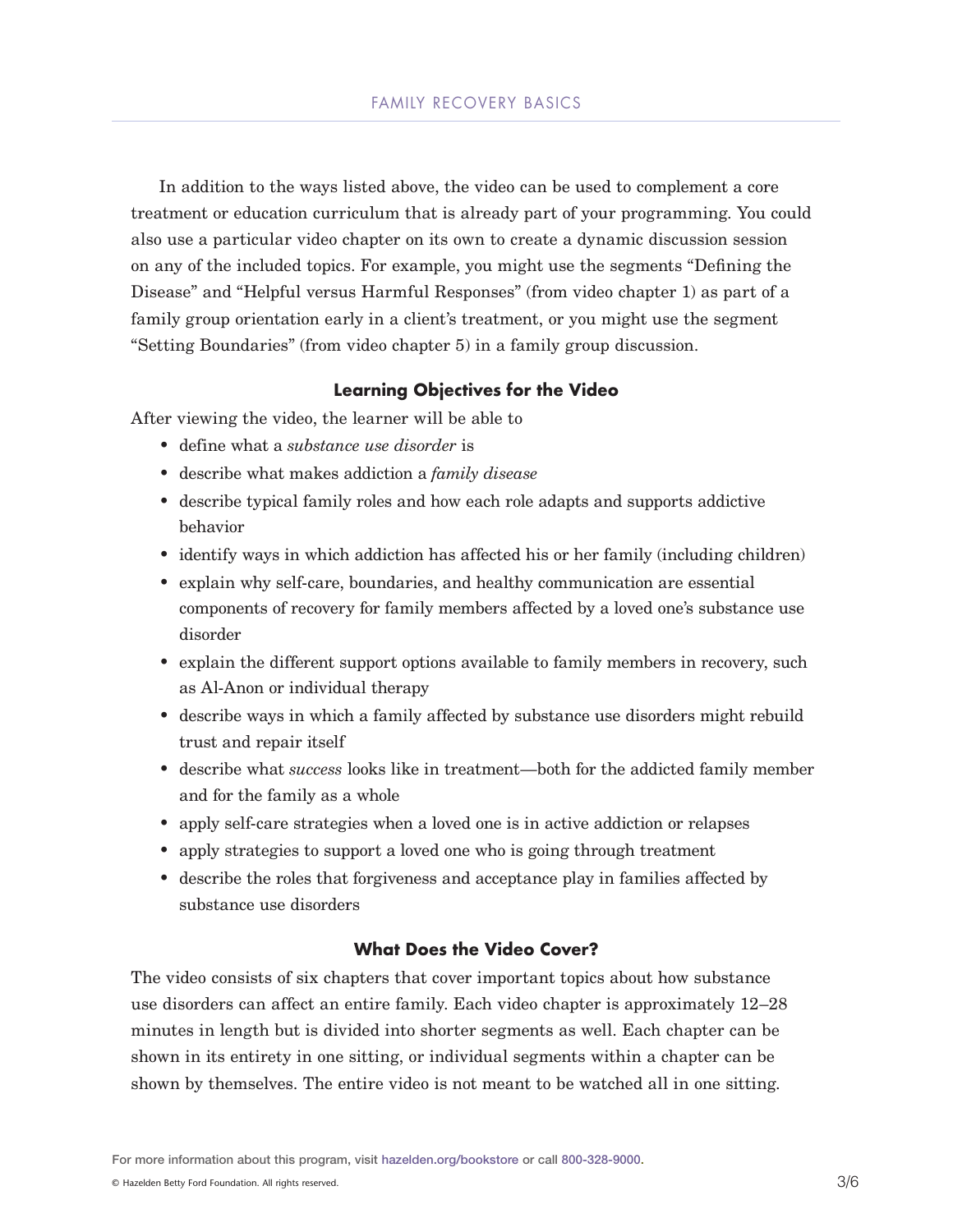In addition to the ways listed above, the video can be used to complement a core treatment or education curriculum that is already part of your programming. You could also use a particular video chapter on its own to create a dynamic discussion session on any of the included topics. For example, you might use the segments "Defining the Disease" and "Helpful versus Harmful Responses" (from video chapter 1) as part of a family group orientation early in a client's treatment, or you might use the segment "Setting Boundaries" (from video chapter 5) in a family group discussion.

### Learning Objectives for the Video

After viewing the video, the learner will be able to

- define what a *substance use disorder* is
- describe what makes addiction a *family disease*
- describe typical family roles and how each role adapts and supports addictive behavior
- identify ways in which addiction has affected his or her family (including children)
- explain why self-care, boundaries, and healthy communication are essential components of recovery for family members affected by a loved one's substance use disorder
- explain the different support options available to family members in recovery, such as Al-Anon or individual therapy
- describe ways in which a family affected by substance use disorders might rebuild trust and repair itself
- describe what *success* looks like in treatment—both for the addicted family member and for the family as a whole
- apply self-care strategies when a loved one is in active addiction or relapses
- apply strategies to support a loved one who is going through treatment
- describe the roles that forgiveness and acceptance play in families affected by substance use disorders

### What Does the Video Cover?

The video consists of six chapters that cover important topics about how substance use disorders can affect an entire family. Each video chapter is approximately 12–28 minutes in length but is divided into shorter segments as well. Each chapter can be shown in its entirety in one sitting, or individual segments within a chapter can be shown by themselves. The entire video is not meant to be watched all in one sitting.

For more information about this program, visit hazelden.org/bookstore or call 800-328-9000.

© Hazelden Betty Ford Foundation. All rights reserved.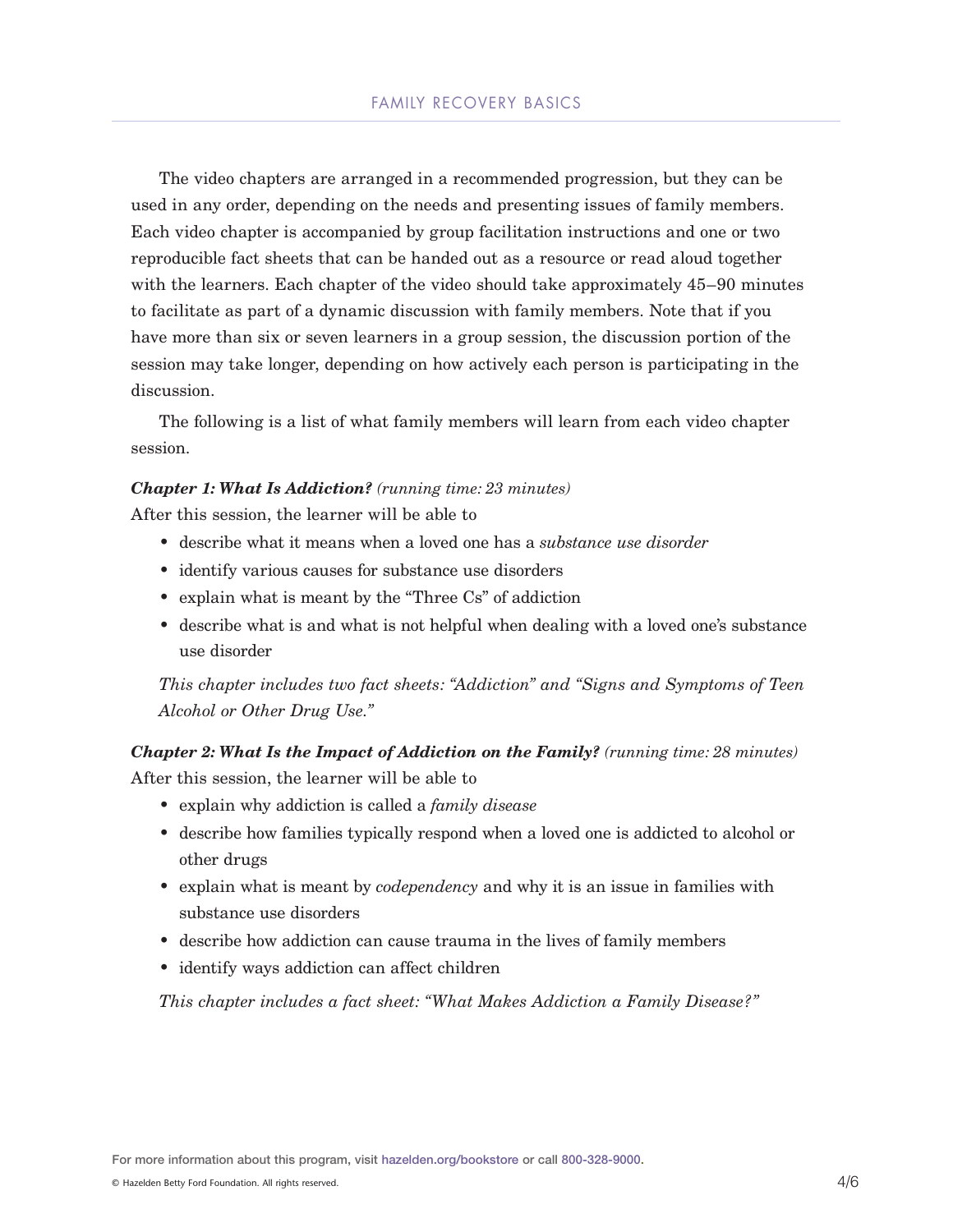The video chapters are arranged in a recommended progression, but they can be used in any order, depending on the needs and presenting issues of family members. Each video chapter is accompanied by group facilitation instructions and one or two reproducible fact sheets that can be handed out as a resource or read aloud together with the learners. Each chapter of the video should take approximately 45–90 minutes to facilitate as part of a dynamic discussion with family members. Note that if you have more than six or seven learners in a group session, the discussion portion of the session may take longer, depending on how actively each person is participating in the discussion.

The following is a list of what family members will learn from each video chapter session.

***Chapter 1: What Is Addiction?*** *(running time: 23 minutes)*
After this session, the learner will be able to

- describe what it means when a loved one has a *substance use disorder*
- identify various causes for substance use disorders
- explain what is meant by the "Three Cs" of addiction
- describe what is and what is not helpful when dealing with a loved one's substance use disorder

*This chapter includes two fact sheets: "Addiction" and "Signs and Symptoms of Teen Alcohol or Other Drug Use."*

***Chapter 2: What Is the Impact of Addiction on the Family?*** *(running time: 28 minutes)*
After this session, the learner will be able to

- explain why addiction is called a *family disease*
- describe how families typically respond when a loved one is addicted to alcohol or other drugs
- explain what is meant by *codependency* and why it is an issue in families with substance use disorders
- describe how addiction can cause trauma in the lives of family members
- identify ways addiction can affect children

*This chapter includes a fact sheet: "What Makes Addiction a Family Disease?"*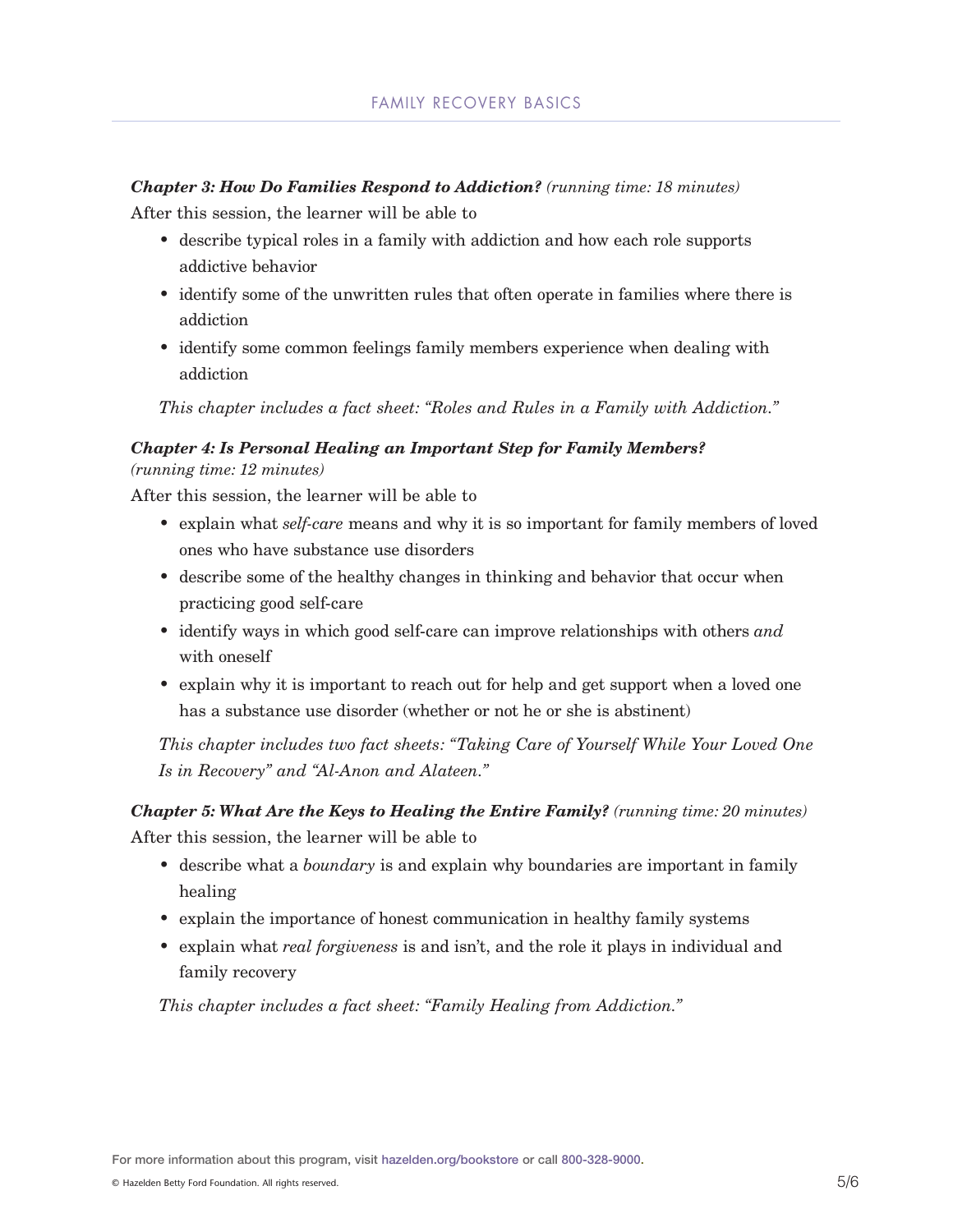***Chapter 3: How Do Families Respond to Addiction?*** *(running time: 18 minutes)*

After this session, the learner will be able to

- describe typical roles in a family with addiction and how each role supports addictive behavior
- identify some of the unwritten rules that often operate in families where there is addiction
- identify some common feelings family members experience when dealing with addiction

*This chapter includes a fact sheet: "Roles and Rules in a Family with Addiction."*

***Chapter 4: Is Personal Healing an Important Step for Family Members?*** *(running time: 12 minutes)*

After this session, the learner will be able to

- explain what *self-care* means and why it is so important for family members of loved ones who have substance use disorders
- describe some of the healthy changes in thinking and behavior that occur when practicing good self-care
- identify ways in which good self-care can improve relationships with others *and* with oneself
- explain why it is important to reach out for help and get support when a loved one has a substance use disorder (whether or not he or she is abstinent)

*This chapter includes two fact sheets: "Taking Care of Yourself While Your Loved One Is in Recovery" and "Al-Anon and Alateen."*

***Chapter 5: What Are the Keys to Healing the Entire Family?*** *(running time: 20 minutes)*

After this session, the learner will be able to

- describe what a *boundary* is and explain why boundaries are important in family healing
- explain the importance of honest communication in healthy family systems
- explain what *real forgiveness* is and isn't, and the role it plays in individual and family recovery

*This chapter includes a fact sheet: "Family Healing from Addiction."*

For more information about this program, visit hazelden.org/bookstore or call 800-328-9000.

© Hazelden Betty Ford Foundation. All rights reserved.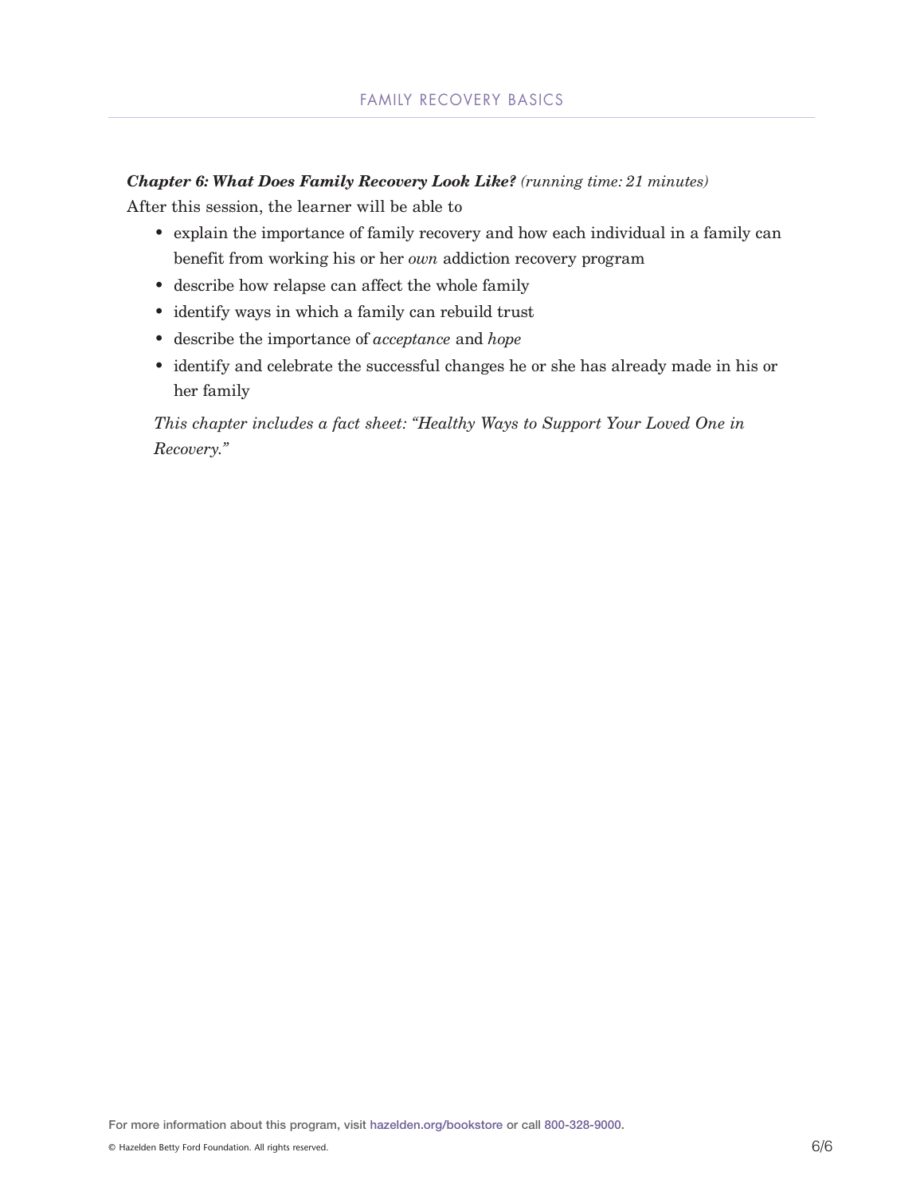***Chapter 6: What Does Family Recovery Look Like?*** *(running time: 21 minutes)*

After this session, the learner will be able to

- explain the importance of family recovery and how each individual in a family can benefit from working his or her *own* addiction recovery program
- describe how relapse can affect the whole family
- identify ways in which a family can rebuild trust
- describe the importance of *acceptance* and *hope*
- identify and celebrate the successful changes he or she has already made in his or her family

*This chapter includes a fact sheet: "Healthy Ways to Support Your Loved One in Recovery."*

For more information about this program, visit hazelden.org/bookstore or call 800-328-9000.

© Hazelden Betty Ford Foundation. All rights reserved.